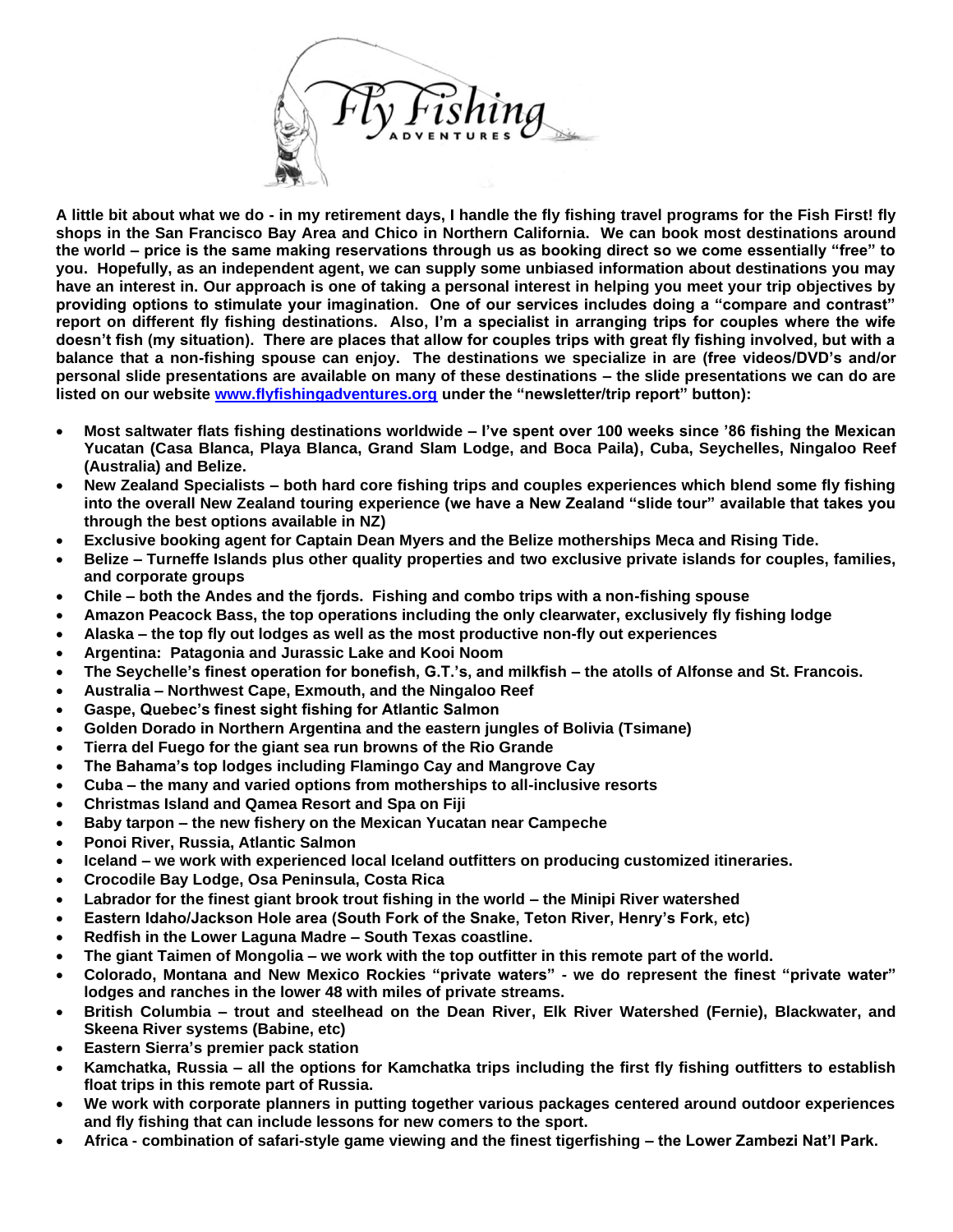**A little bit about what we do - in my retirement days, I handle the fly fishing travel programs for the Fish First! fly shops in the San Francisco Bay Area and Chico in Northern California. We can book most destinations around the world – price is the same making reservations through us as booking direct so we come essentially "free" to you. Hopefully, as an independent agent, we can supply some unbiased information about destinations you may have an interest in. Our approach is one of taking a personal interest in helping you meet your trip objectives by providing options to stimulate your imagination. One of our services includes doing a "compare and contrast" report on different fly fishing destinations. Also, I'm a specialist in arranging trips for couples where the wife doesn't fish (my situation). There are places that allow for couples trips with great fly fishing involved, but with a balance that a non-fishing spouse can enjoy. The destinations we specialize in are (free videos/DVD's and/or personal slide presentations are available on many of these destinations – the slide presentations we can do are listed on our website [www.flyfishingadventures.org](http://www.flyfishingadventures.org) under the "newsletter/trip report" button):**

- **Most saltwater flats fishing destinations worldwide – I've spent over 100 weeks since '86 fishing the Mexican Yucatan (Casa Blanca, Playa Blanca, Grand Slam Lodge, and Boca Paila), Cuba, Seychelles, Ningaloo Reef (Australia) and Belize.**
- **New Zealand Specialists – both hard core fishing trips and couples experiences which blend some fly fishing into the overall New Zealand touring experience (we have a New Zealand "slide tour" available that takes you through the best options available in NZ)**
- **Exclusive booking agent for Captain Dean Myers and the Belize motherships Meca and Rising Tide.**
- **Belize – Turneffe Islands plus other quality properties and two exclusive private islands for couples, families, and corporate groups**
- **Chile – both the Andes and the fjords. Fishing and combo trips with a non-fishing spouse**
- **Amazon Peacock Bass, the top operations including the only clearwater, exclusively fly fishing lodge**
- **Alaska – the top fly out lodges as well as the most productive non-fly out experiences**
- **Argentina: Patagonia and Jurassic Lake and Kooi Noom**
- **The Seychelle's finest operation for bonefish, G.T.'s, and milkfish – the atolls of Alfonse and St. Francois.**
- **Australia – Northwest Cape, Exmouth, and the Ningaloo Reef**
- **Gaspe, Quebec's finest sight fishing for Atlantic Salmon**
- **Golden Dorado in Northern Argentina and the eastern jungles of Bolivia (Tsimane)**
- **Tierra del Fuego for the giant sea run browns of the Rio Grande**
- **The Bahama's top lodges including Flamingo Cay and Mangrove Cay**
- **Cuba – the many and varied options from motherships to all-inclusive resorts**
- **Christmas Island and Qamea Resort and Spa on Fiji**
- **Baby tarpon – the new fishery on the Mexican Yucatan near Campeche**
- **Ponoi River, Russia, Atlantic Salmon**
- **Iceland – we work with experienced local Iceland outfitters on producing customized itineraries.**
- **Crocodile Bay Lodge, Osa Peninsula, Costa Rica**
- **Labrador for the finest giant brook trout fishing in the world – the Minipi River watershed**
- **Eastern Idaho/Jackson Hole area (South Fork of the Snake, Teton River, Henry's Fork, etc)**
- **Redfish in the Lower Laguna Madre – South Texas coastline.**
- **The giant Taimen of Mongolia – we work with the top outfitter in this remote part of the world.**
- **Colorado, Montana and New Mexico Rockies "private waters" - we do represent the finest "private water" lodges and ranches in the lower 48 with miles of private streams.**
- **British Columbia – trout and steelhead on the Dean River, Elk River Watershed (Fernie), Blackwater, and Skeena River systems (Babine, etc)**
- **Eastern Sierra's premier pack station**
- **Kamchatka, Russia – all the options for Kamchatka trips including the first fly fishing outfitters to establish float trips in this remote part of Russia.**
- **We work with corporate planners in putting together various packages centered around outdoor experiences and fly fishing that can include lessons for new comers to the sport.**
- **Africa - combination of safari-style game viewing and the finest tigerfishing – the Lower Zambezi Nat'l Park.**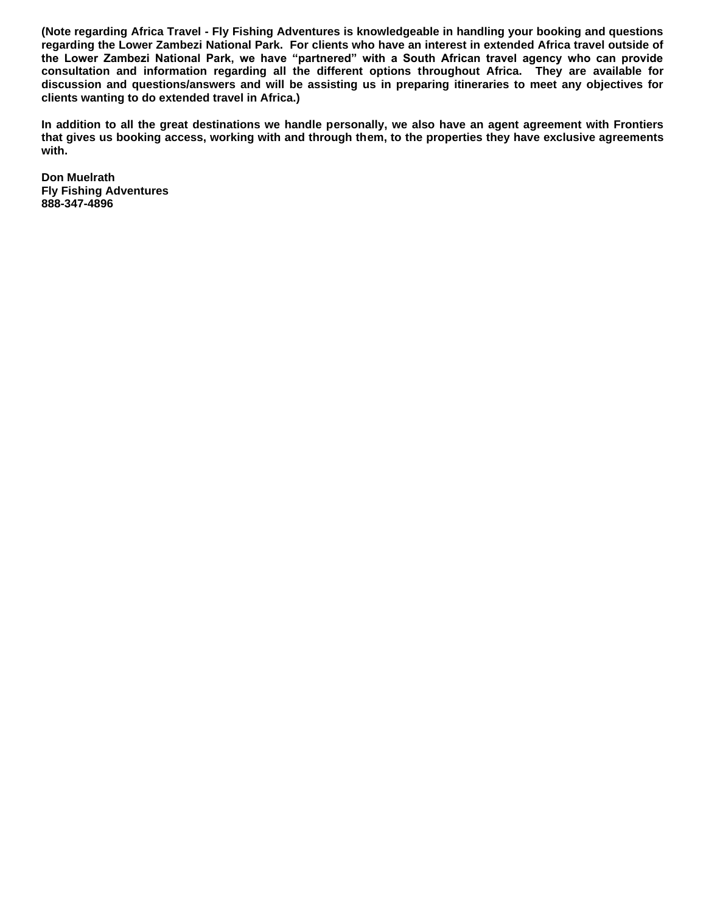**(Note regarding Africa Travel - Fly Fishing Adventures is knowledgeable in handling your booking and questions regarding the Lower Zambezi National Park. For clients who have an interest in extended Africa travel outside of the Lower Zambezi National Park, we have "partnered" with a South African travel agency who can provide consultation and information regarding all the different options throughout Africa. They are available for discussion and questions/answers and will be assisting us in preparing itineraries to meet any objectives for clients wanting to do extended travel in Africa.)**

**In addition to all the great destinations we handle personally, we also have an agent agreement with Frontiers that gives us booking access, working with and through them, to the properties they have exclusive agreements with.**

**Don Muelrath**
**Fly Fishing Adventures**
**888-347-4896**